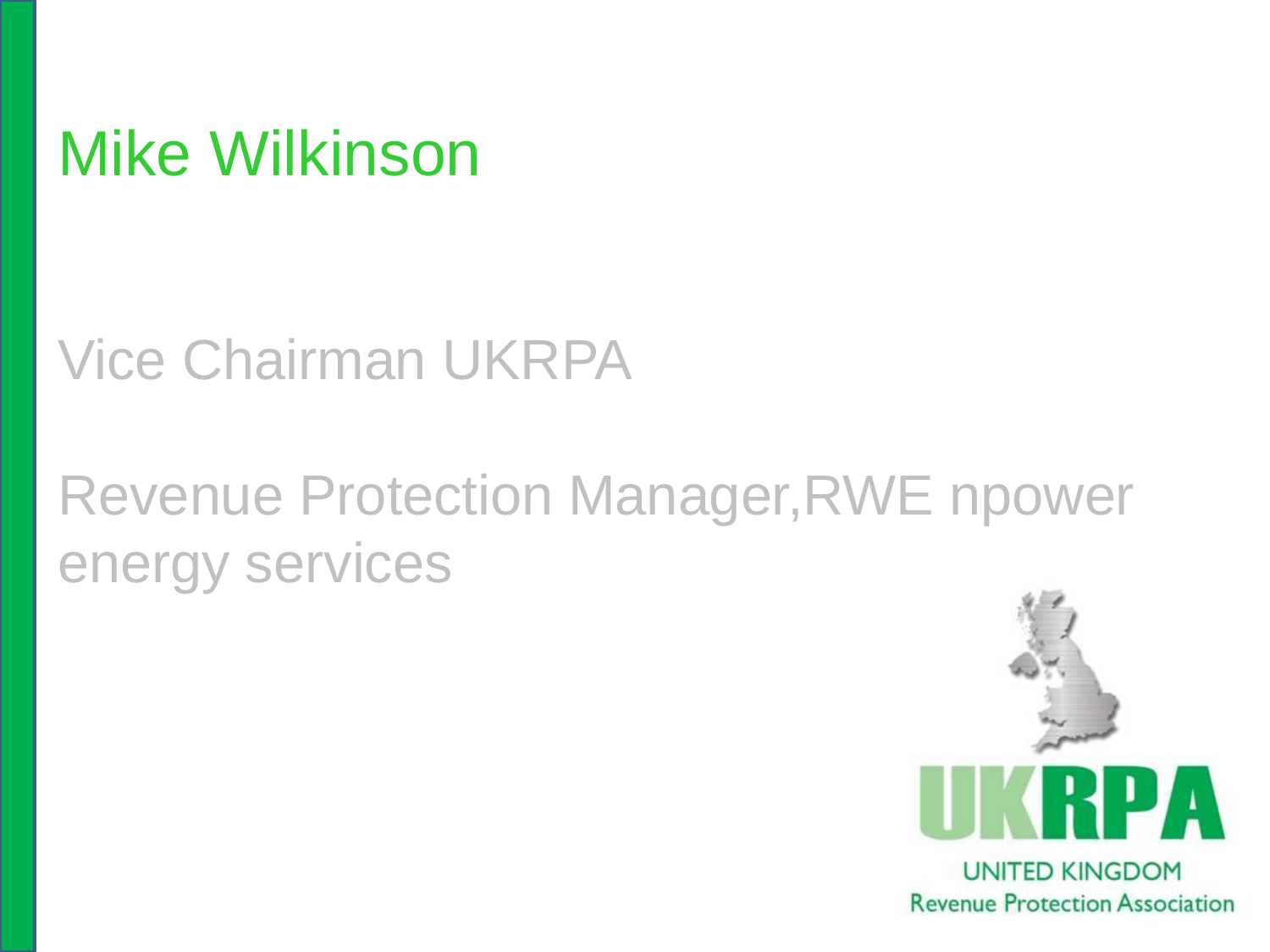# Mike Wilkinson

Vice Chairman UKRPA

Revenue Protection Manager,RWE npower energy services

UKRPA

UNITED KINGDOM
Revenue Protection Association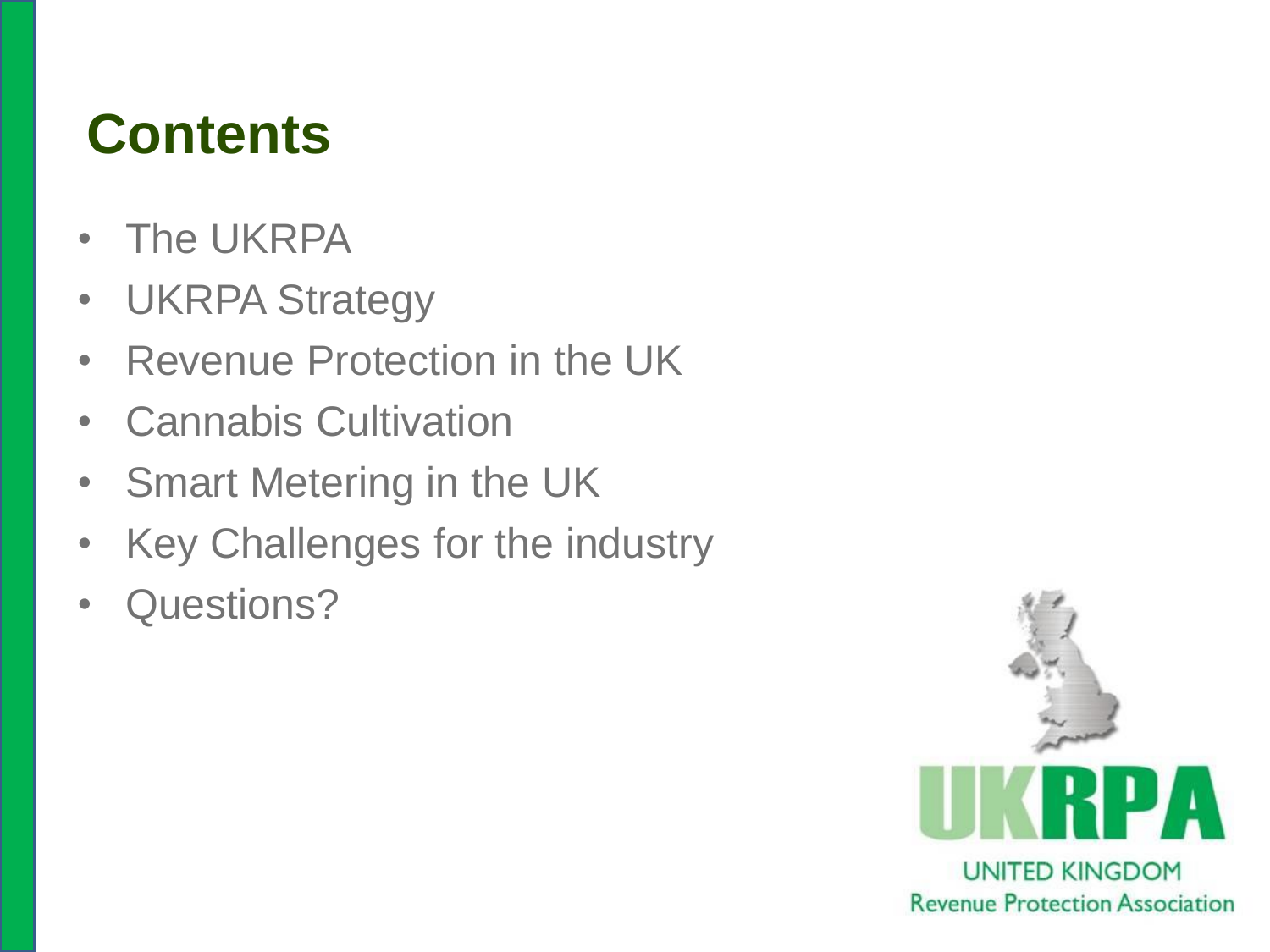# Contents

- The UKRPA
- UKRPA Strategy
- Revenue Protection in the UK
- Cannabis Cultivation
- Smart Metering in the UK
- Key Challenges for the industry
- Questions?

UKRPA
UNITED KINGDOM
Revenue Protection Association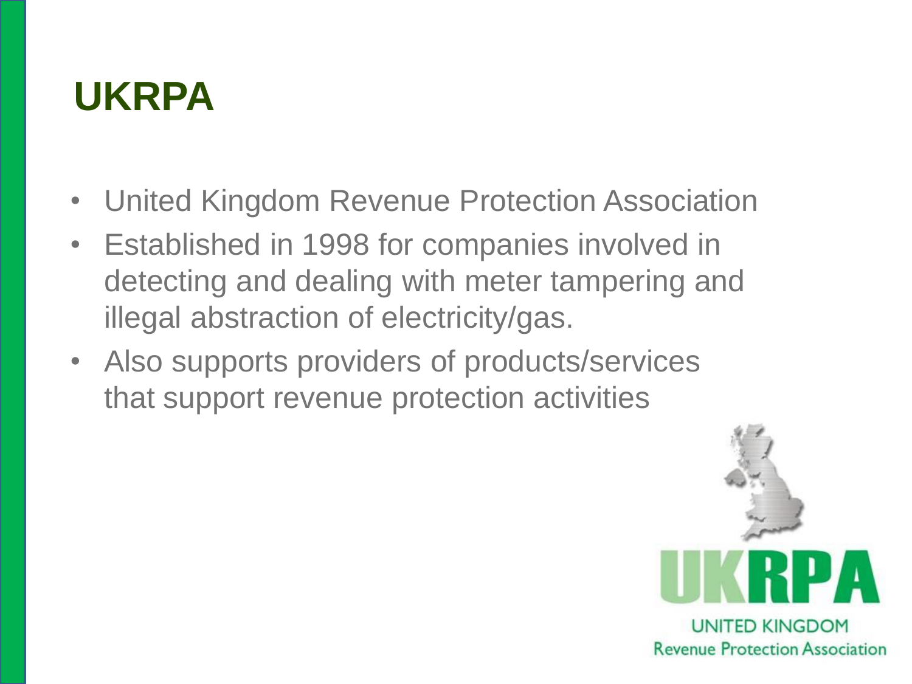# UKRPA

- United Kingdom Revenue Protection Association
- Established in 1998 for companies involved in detecting and dealing with meter tampering and illegal abstraction of electricity/gas.
- Also supports providers of products/services that support revenue protection activities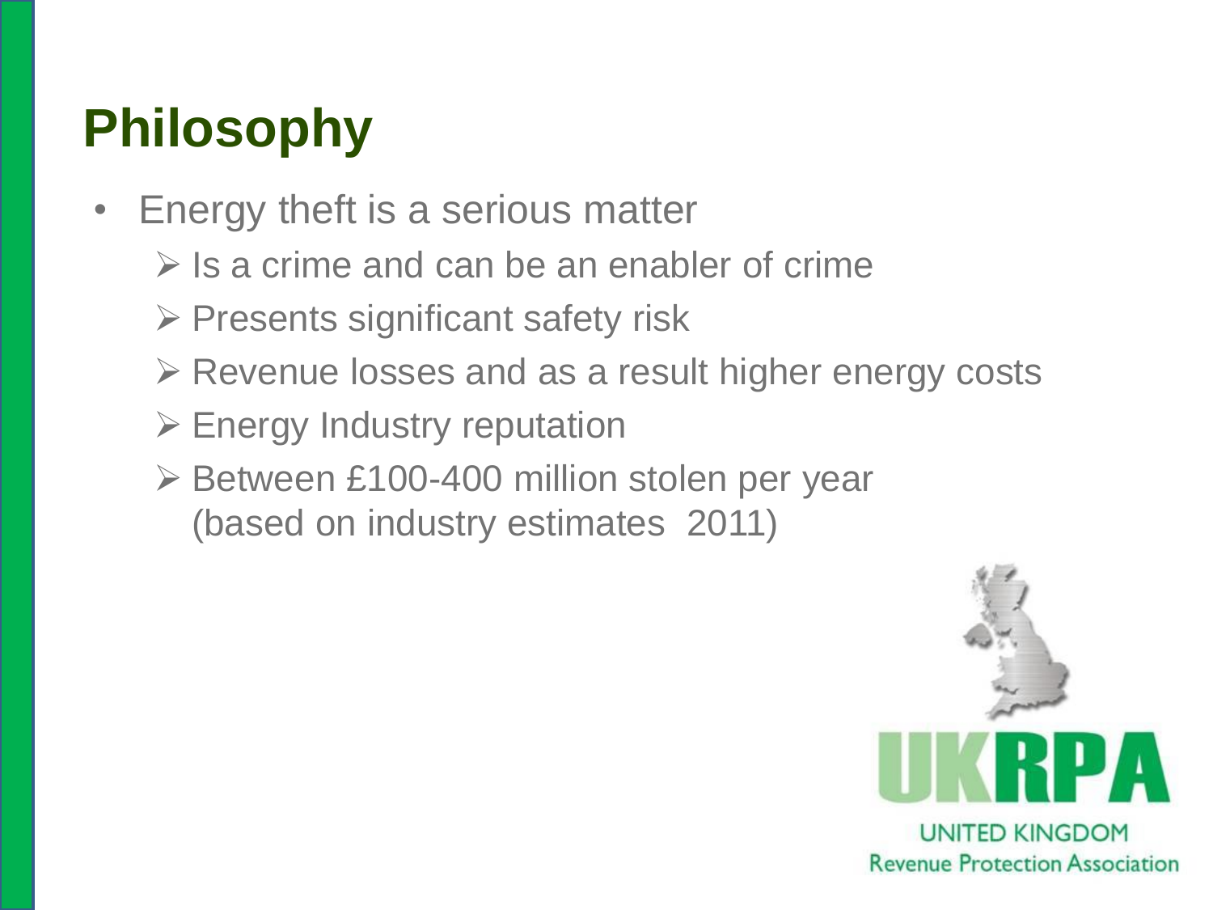# Philosophy

- Energy theft is a serious matter
  - Is a crime and can be an enabler of crime
  - Presents significant safety risk
  - Revenue losses and as a result higher energy costs
  - Energy Industry reputation
  - Between £100-400 million stolen per year (based on industry estimates 2011)

UKRPA

UNITED KINGDOM
Revenue Protection Association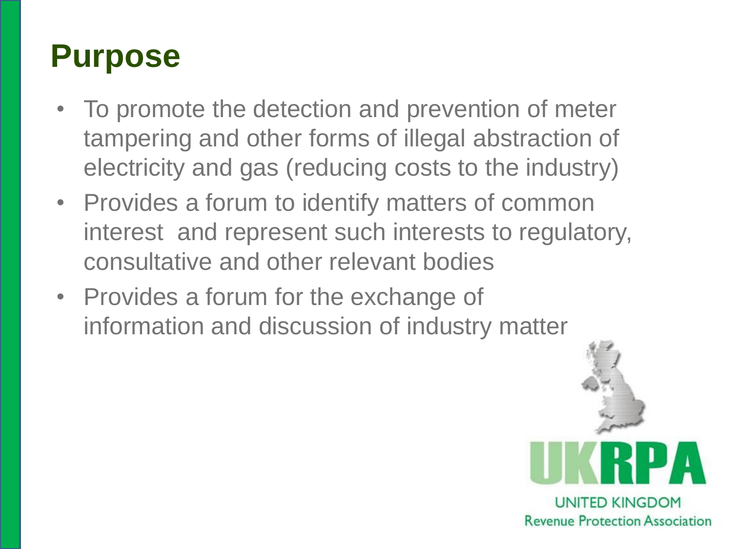# Purpose

- To promote the detection and prevention of meter tampering and other forms of illegal abstraction of electricity and gas (reducing costs to the industry)
- Provides a forum to identify matters of common interest and represent such interests to regulatory, consultative and other relevant bodies
- Provides a forum for the exchange of information and discussion of industry matter

UKRPA
UNITED KINGDOM
Revenue Protection Association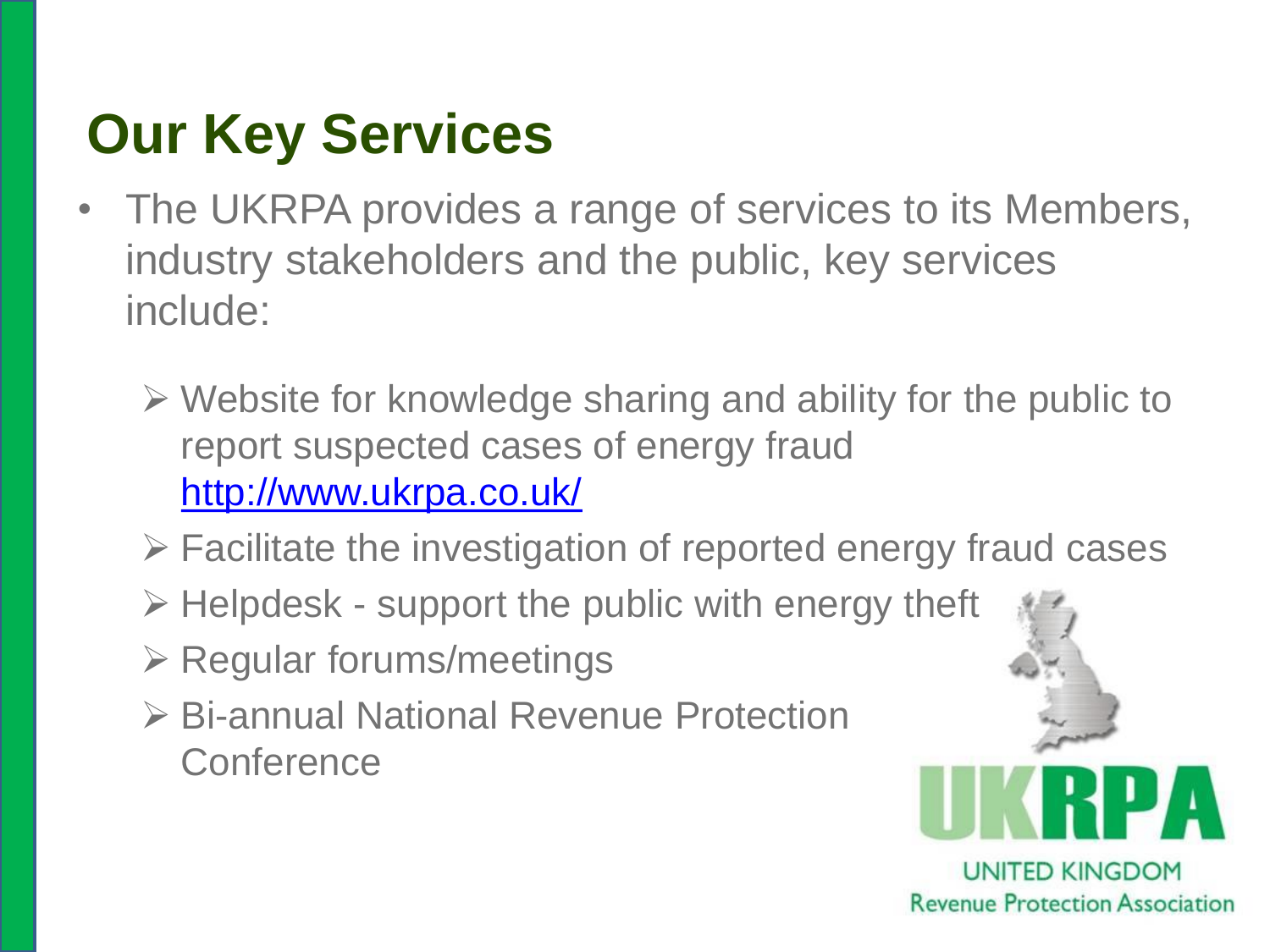# Our Key Services

- The UKRPA provides a range of services to its Members, industry stakeholders and the public, key services include:
  - Website for knowledge sharing and ability for the public to report suspected cases of energy fraud [http://www.ukrpa.co.uk/](http://www.ukrpa.co.uk/)
  - Facilitate the investigation of reported energy fraud cases
  - Helpdesk - support the public with energy theft
  - Regular forums/meetings
  - Bi-annual National Revenue Protection Conference

UKRPA
UNITED KINGDOM
Revenue Protection Association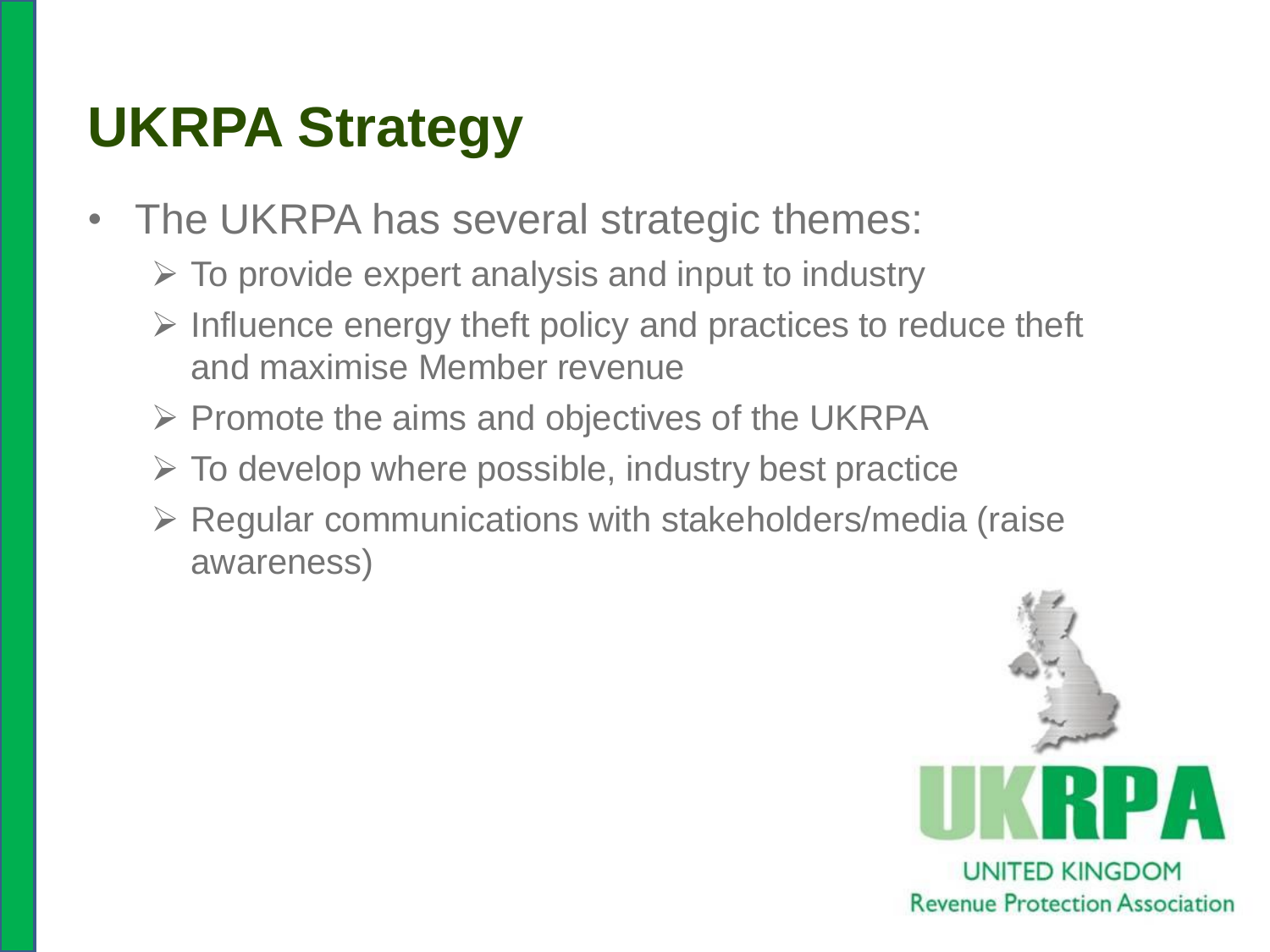# UKRPA Strategy

- The UKRPA has several strategic themes:
  - To provide expert analysis and input to industry
  - Influence energy theft policy and practices to reduce theft and maximise Member revenue
  - Promote the aims and objectives of the UKRPA
  - To develop where possible, industry best practice
  - Regular communications with stakeholders/media (raise awareness)

UKRPA
UNITED KINGDOM
Revenue Protection Association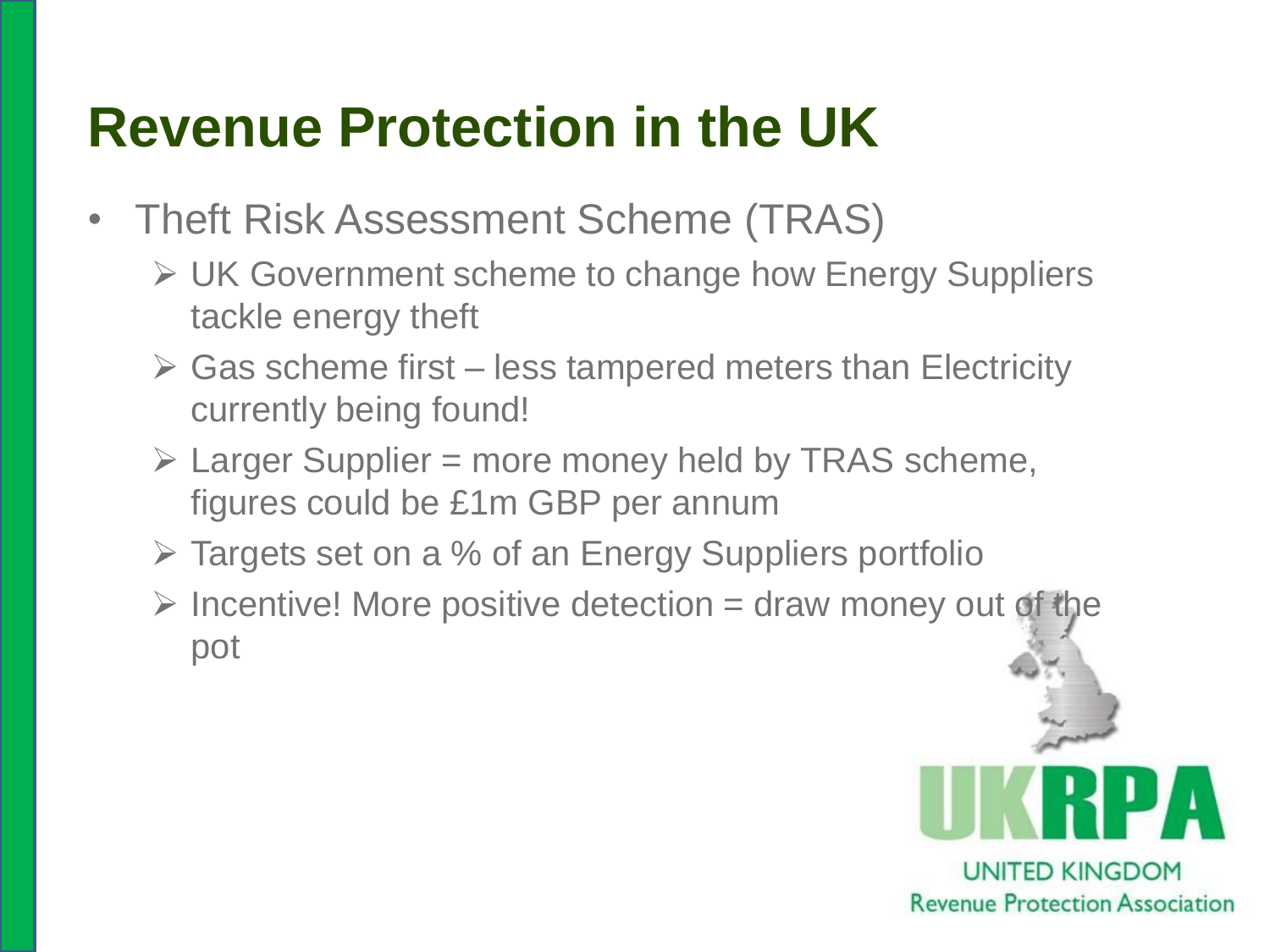# Revenue Protection in the UK

- Theft Risk Assessment Scheme (TRAS)
  - UK Government scheme to change how Energy Suppliers tackle energy theft
  - Gas scheme first – less tampered meters than Electricity currently being found!
  - Larger Supplier = more money held by TRAS scheme, figures could be £1m GBP per annum
  - Targets set on a % of an Energy Suppliers portfolio
  - Incentive! More positive detection = draw money out of the pot

UKRPA
UNITED KINGDOM
Revenue Protection Association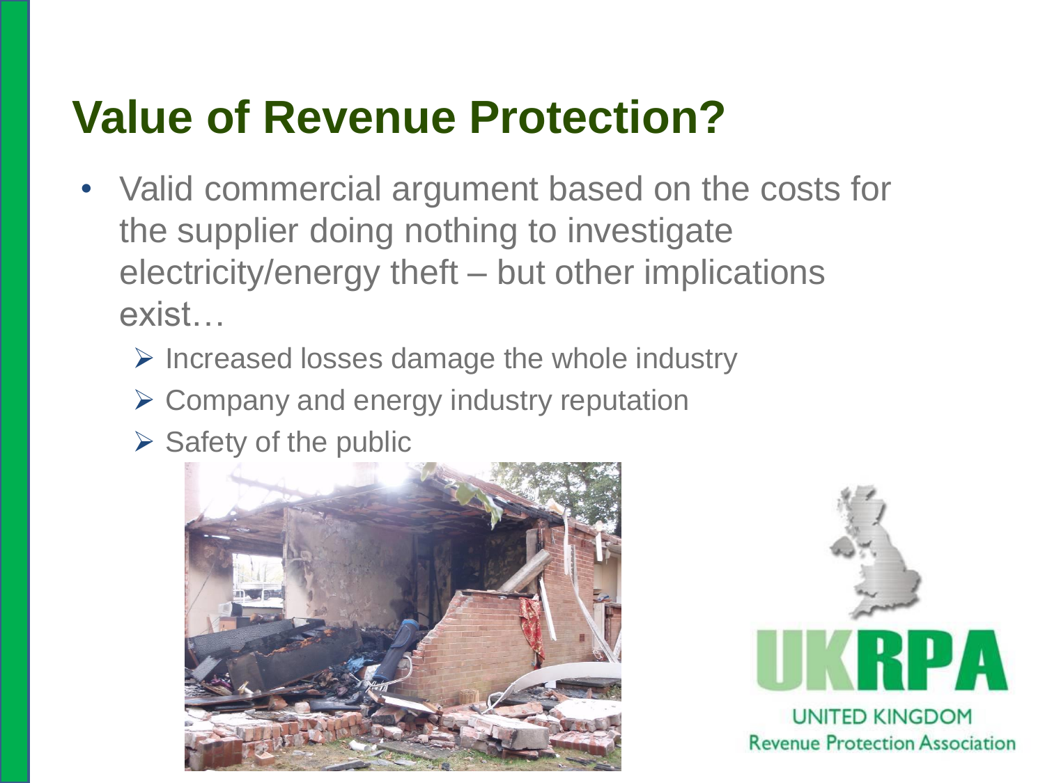# Value of Revenue Protection?

- Valid commercial argument based on the costs for the supplier doing nothing to investigate electricity/energy theft – but other implications exist…
  - Increased losses damage the whole industry
  - Company and energy industry reputation
  - Safety of the public

UKRPA

UNITED KINGDOM
Revenue Protection Association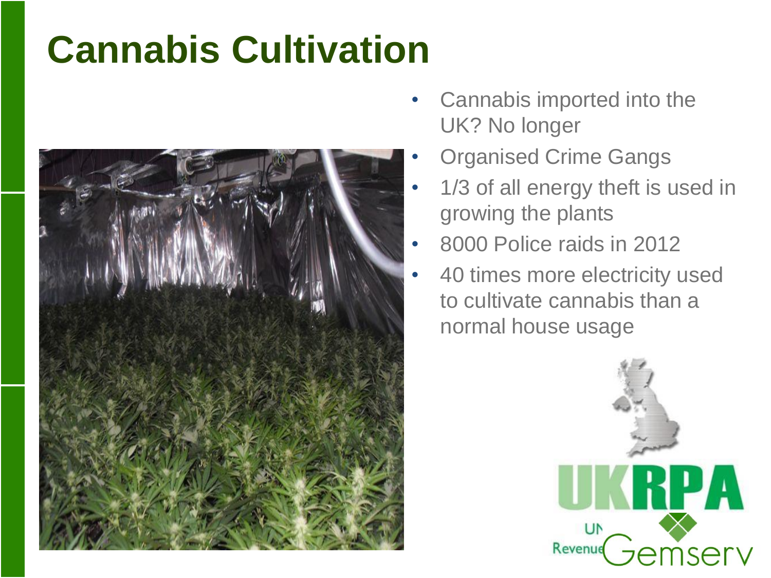# Cannabis Cultivation

- Cannabis imported into the UK? No longer
- Organised Crime Gangs
- 1/3 of all energy theft is used in growing the plants
- 8000 Police raids in 2012
- 40 times more electricity used to cultivate cannabis than a normal house usage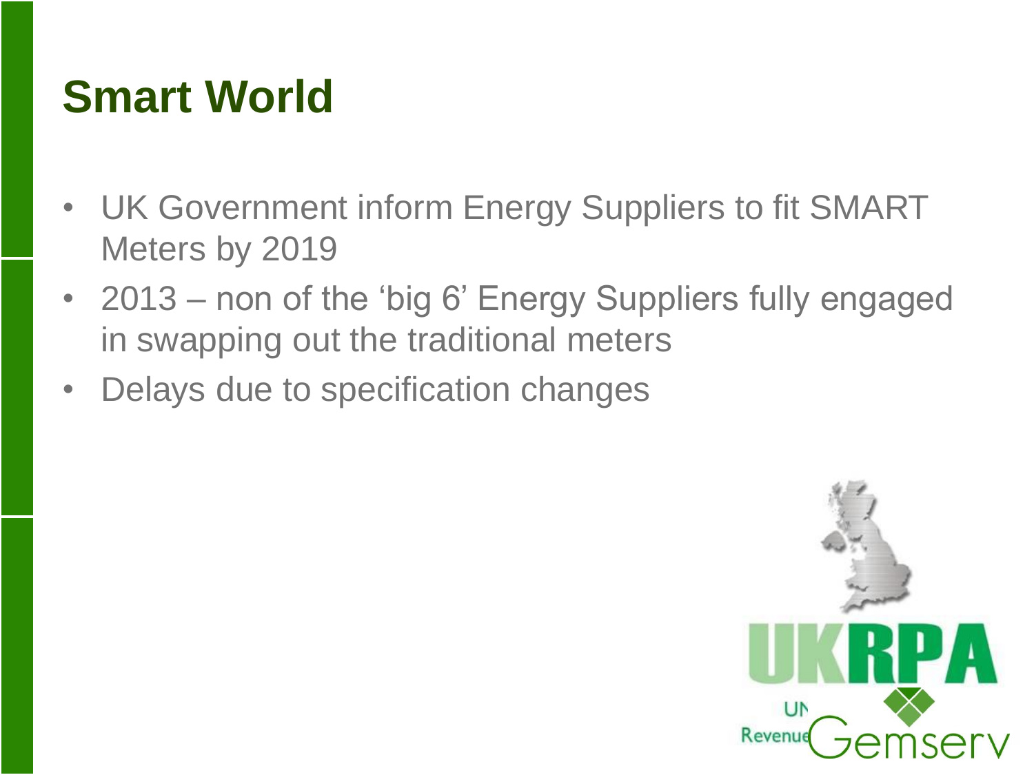# Smart World

- UK Government inform Energy Suppliers to fit SMART Meters by 2019
- 2013 – non of the 'big 6' Energy Suppliers fully engaged in swapping out the traditional meters
- Delays due to specification changes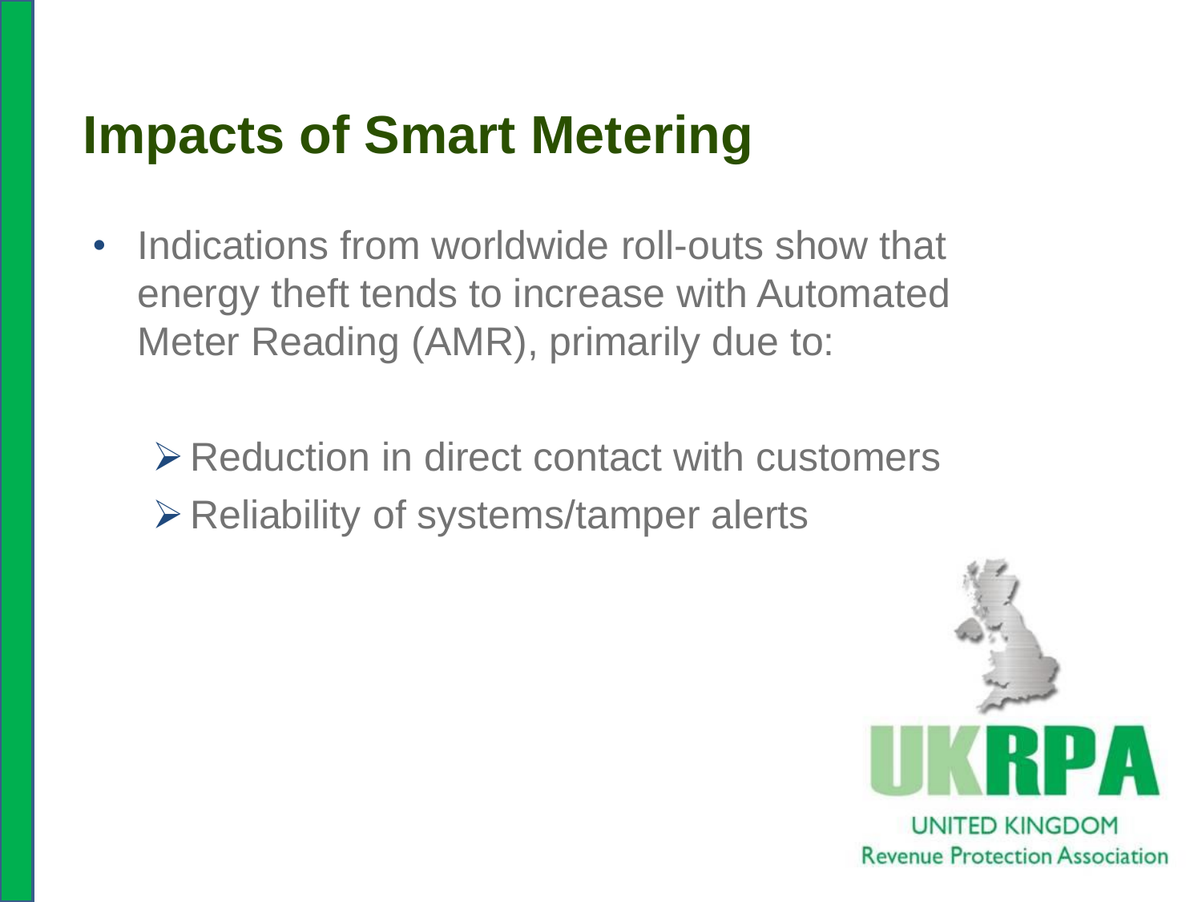# Impacts of Smart Metering

- Indications from worldwide roll-outs show that energy theft tends to increase with Automated Meter Reading (AMR), primarily due to:
  - Reduction in direct contact with customers
  - Reliability of systems/tamper alerts

UKRPA

UNITED KINGDOM
Revenue Protection Association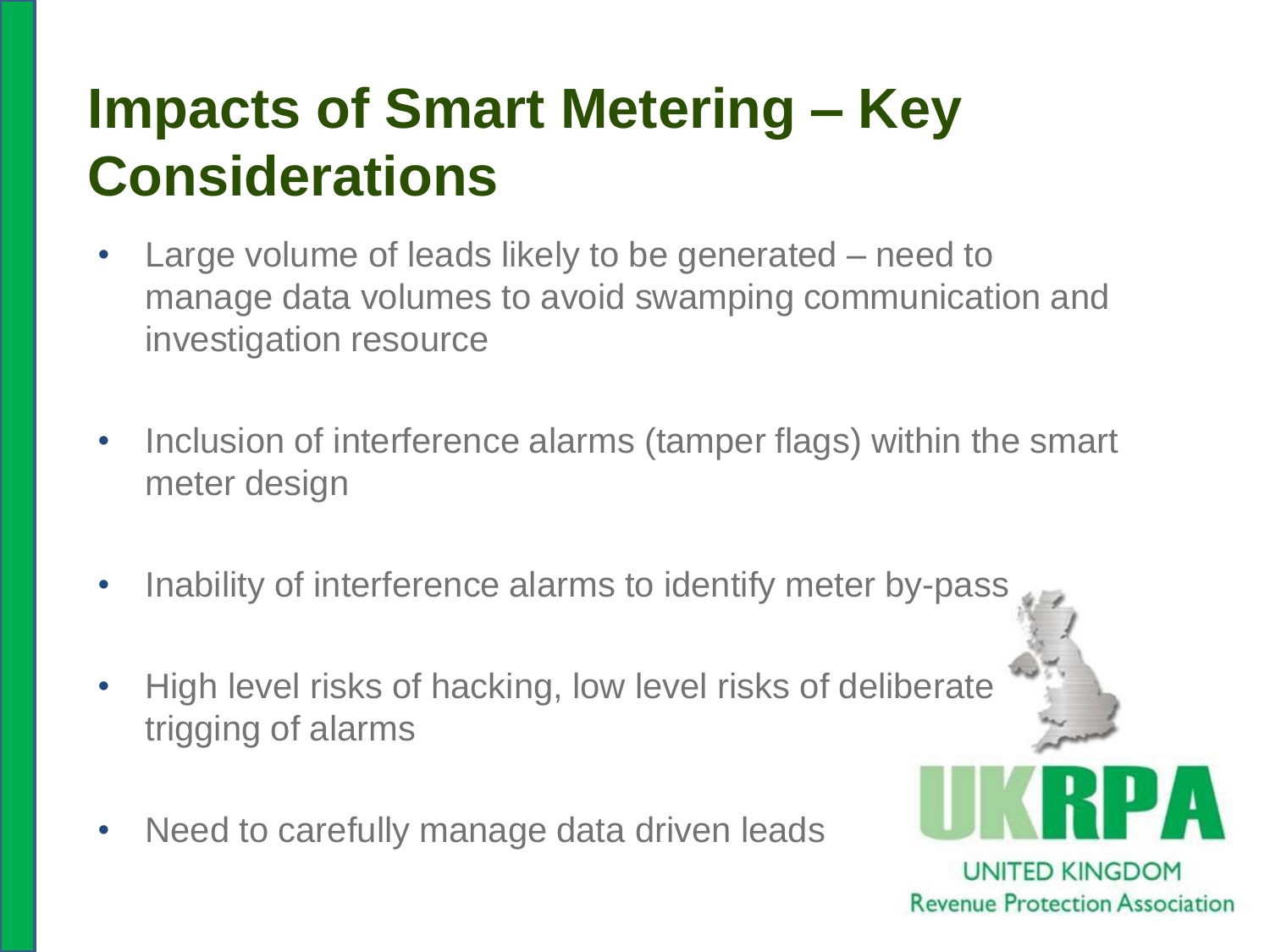# Impacts of Smart Metering – Key Considerations

- Large volume of leads likely to be generated – need to manage data volumes to avoid swamping communication and investigation resource
- Inclusion of interference alarms (tamper flags) within the smart meter design
- Inability of interference alarms to identify meter by-pass
- High level risks of hacking, low level risks of deliberate trigging of alarms
- Need to carefully manage data driven leads

UKRPA
UNITED KINGDOM
Revenue Protection Association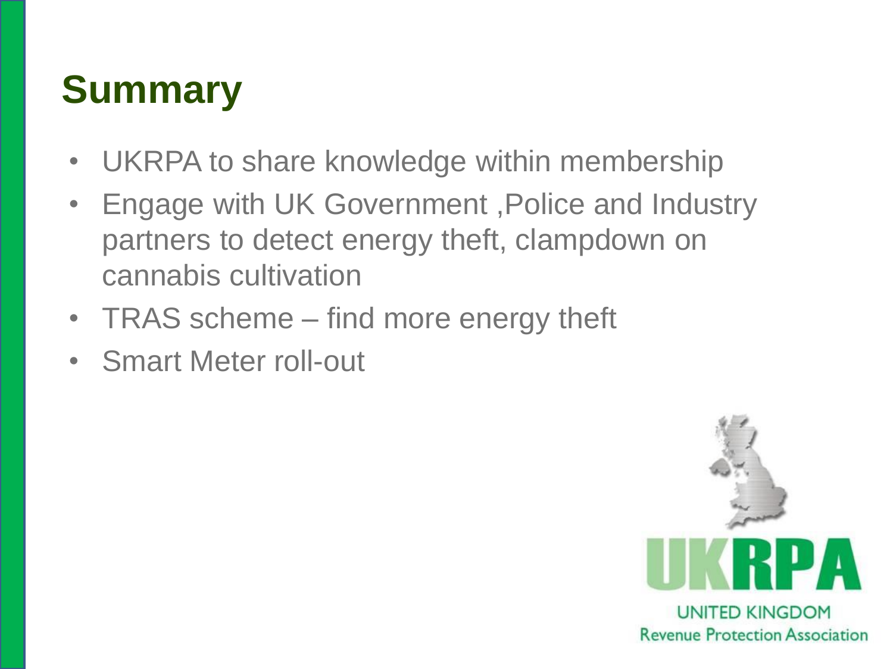# Summary

- UKRPA to share knowledge within membership
- Engage with UK Government ,Police and Industry partners to detect energy theft, clampdown on cannabis cultivation
- TRAS scheme – find more energy theft
- Smart Meter roll-out

UKRPA

UNITED KINGDOM
Revenue Protection Association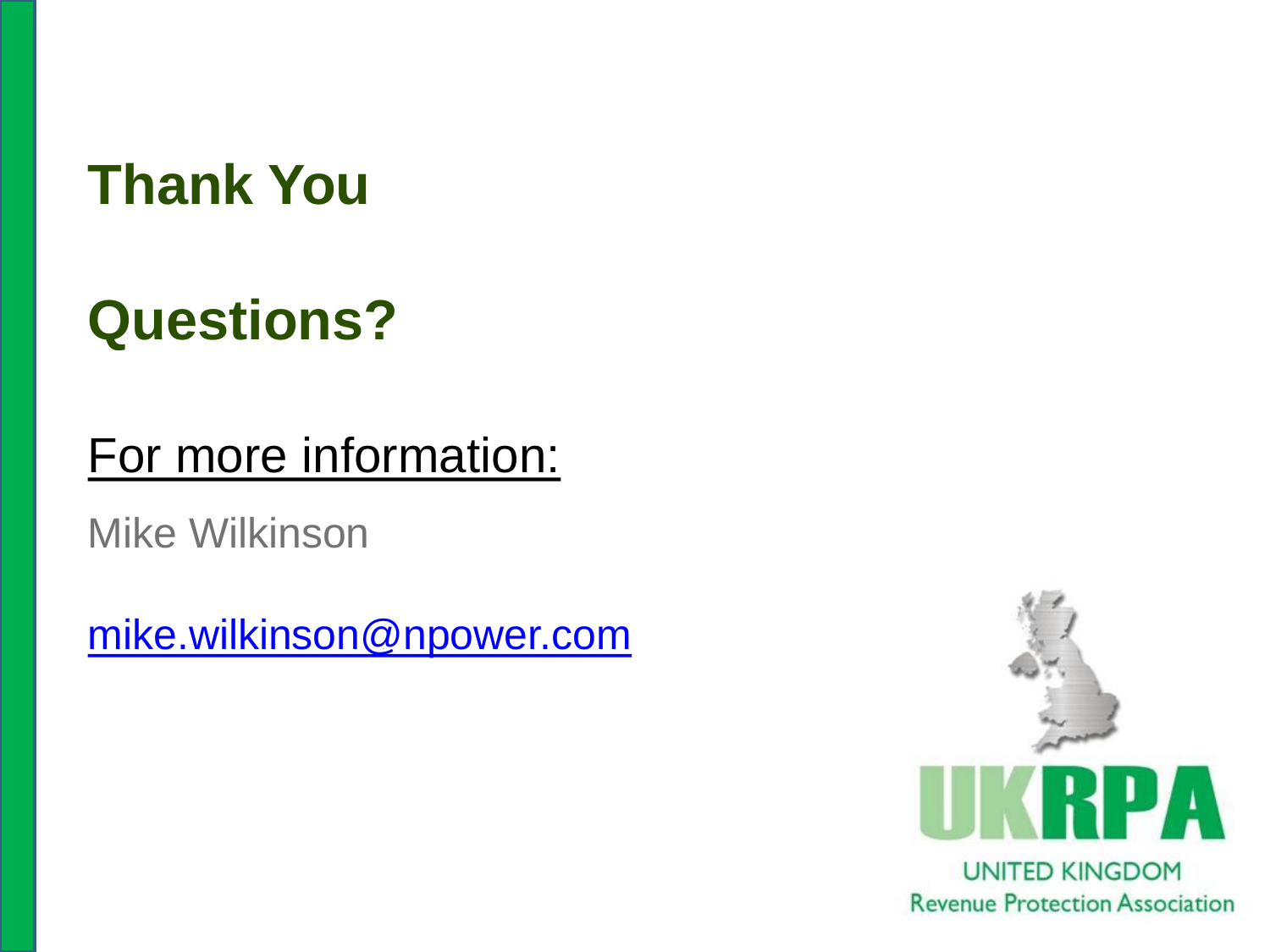# Thank You

# Questions?

For more information:

Mike Wilkinson

mike.wilkinson@npower.com

UKRPA

UNITED KINGDOM
Revenue Protection Association